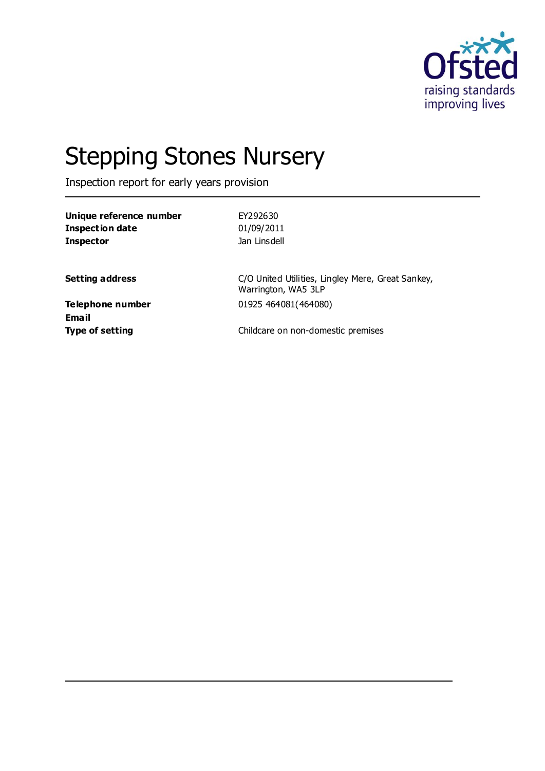# Stepping Stones Nursery

Inspection report for early years provision

| | |
|---|---|
| **Unique reference number** | EY292630 |
| **Inspection date** | 01/09/2011 |
| **Inspector** | Jan Linsdell |

| | |
|---|---|
| **Setting address** | C/O United Utilities, Lingley Mere, Great Sankey, Warrington, WA5 3LP |
| **Telephone number** | 01925 464081(464080) |
| **Email** | |
| **Type of setting** | Childcare on non-domestic premises |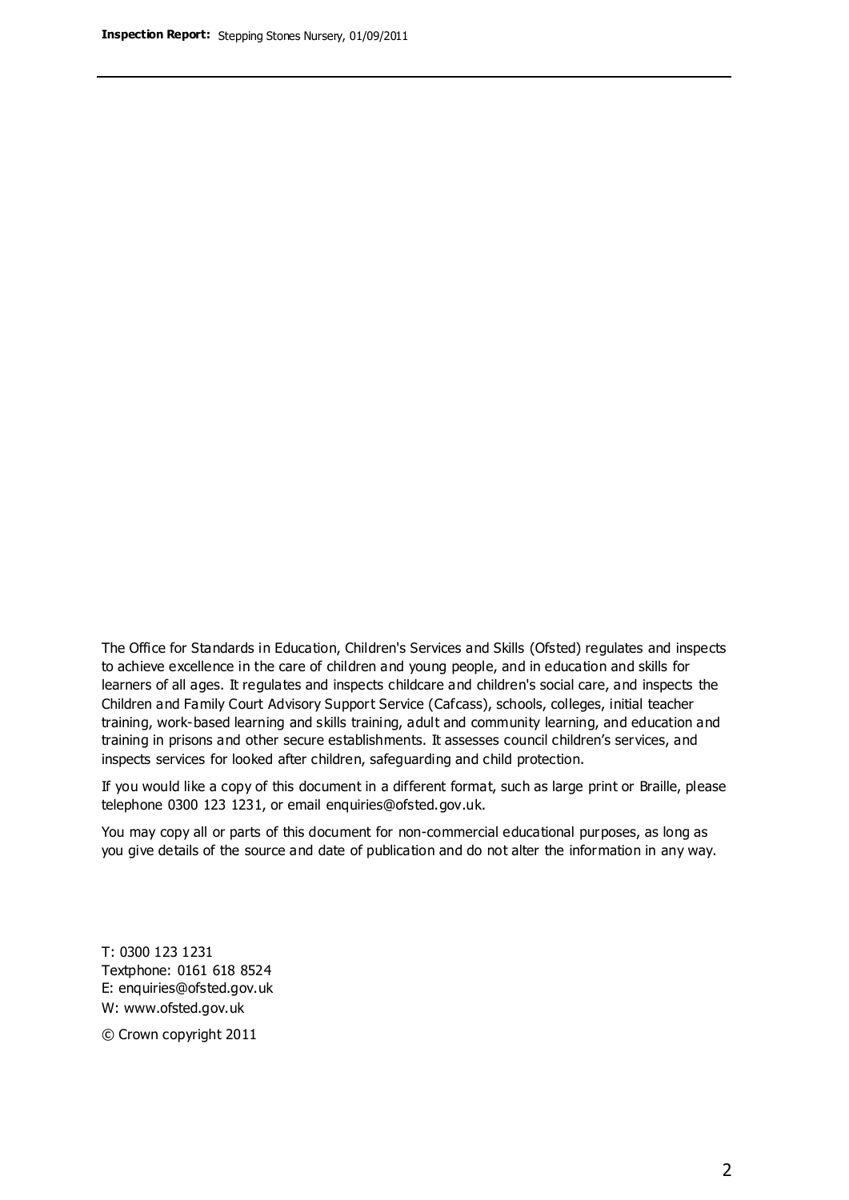The Office for Standards in Education, Children's Services and Skills (Ofsted) regulates and inspects to achieve excellence in the care of children and young people, and in education and skills for learners of all ages. It regulates and inspects childcare and children's social care, and inspects the Children and Family Court Advisory Support Service (Cafcass), schools, colleges, initial teacher training, work-based learning and skills training, adult and community learning, and education and training in prisons and other secure establishments. It assesses council children's services, and inspects services for looked after children, safeguarding and child protection.

If you would like a copy of this document in a different format, such as large print or Braille, please telephone 0300 123 1231, or email enquiries@ofsted.gov.uk.

You may copy all or parts of this document for non-commercial educational purposes, as long as you give details of the source and date of publication and do not alter the information in any way.

T: 0300 123 1231
Textphone: 0161 618 8524
E: enquiries@ofsted.gov.uk
W: www.ofsted.gov.uk

© Crown copyright 2011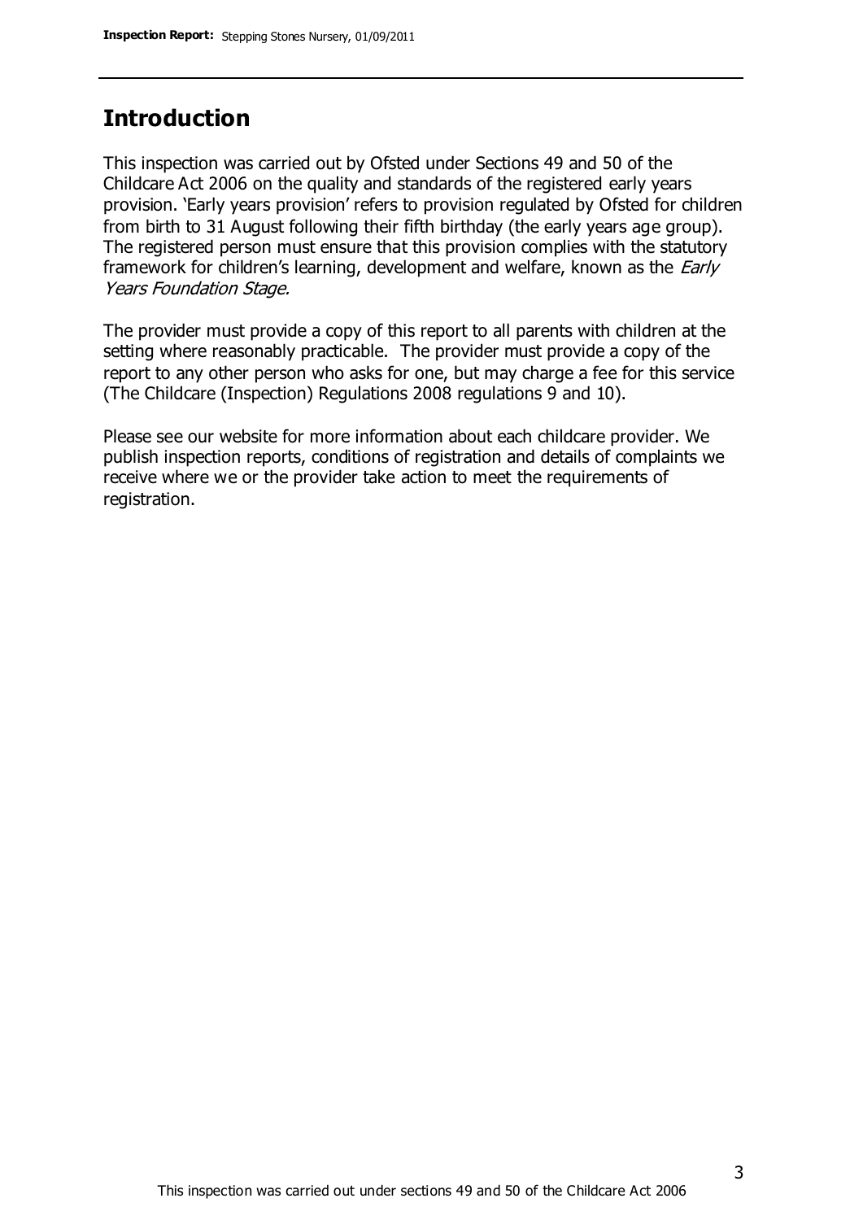## Introduction

This inspection was carried out by Ofsted under Sections 49 and 50 of the Childcare Act 2006 on the quality and standards of the registered early years provision. 'Early years provision' refers to provision regulated by Ofsted for children from birth to 31 August following their fifth birthday (the early years age group). The registered person must ensure that this provision complies with the statutory framework for children's learning, development and welfare, known as the *Early Years Foundation Stage*.

The provider must provide a copy of this report to all parents with children at the setting where reasonably practicable. The provider must provide a copy of the report to any other person who asks for one, but may charge a fee for this service (The Childcare (Inspection) Regulations 2008 regulations 9 and 10).

Please see our website for more information about each childcare provider. We publish inspection reports, conditions of registration and details of complaints we receive where we or the provider take action to meet the requirements of registration.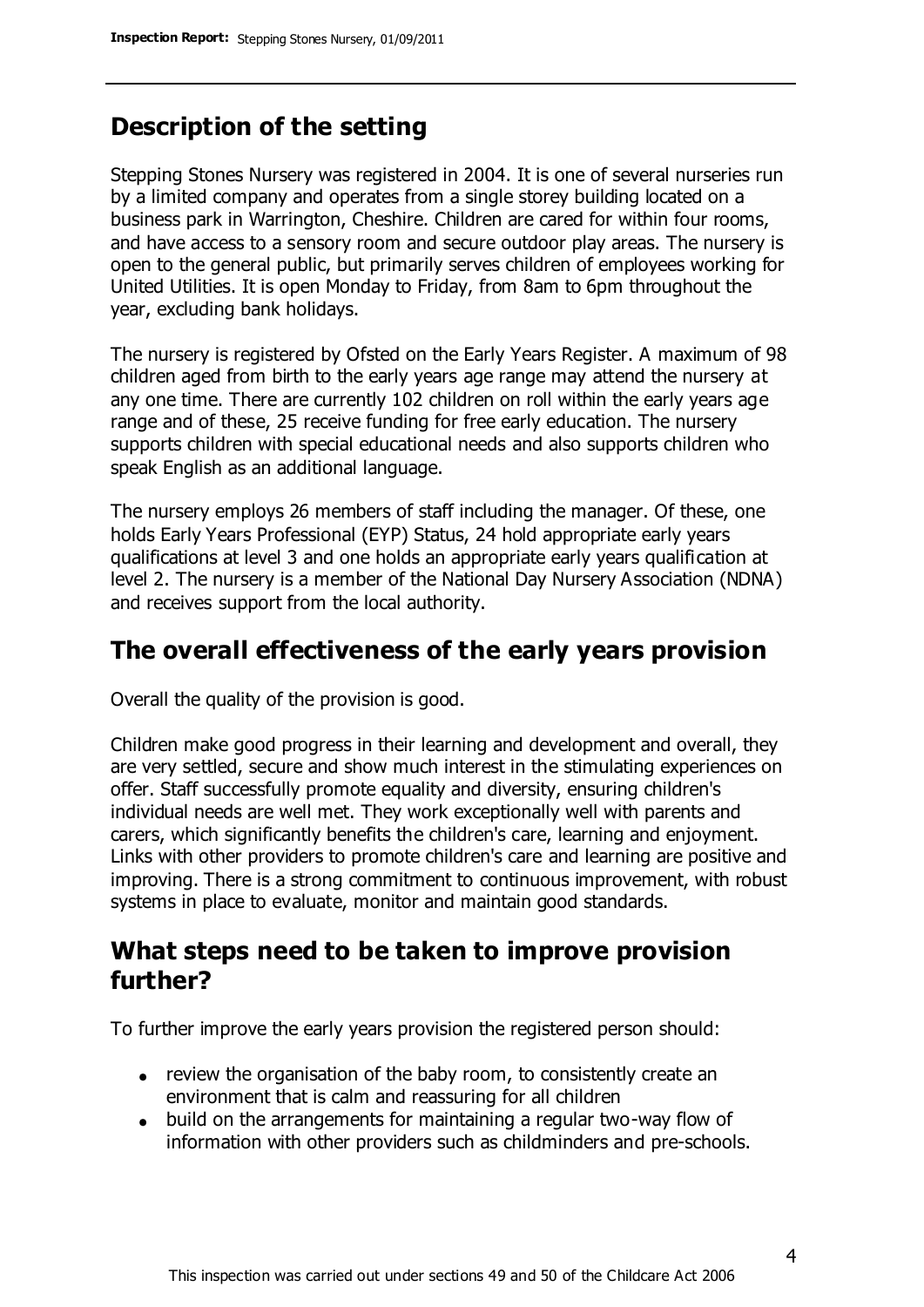## Description of the setting

Stepping Stones Nursery was registered in 2004. It is one of several nurseries run by a limited company and operates from a single storey building located on a business park in Warrington, Cheshire. Children are cared for within four rooms, and have access to a sensory room and secure outdoor play areas. The nursery is open to the general public, but primarily serves children of employees working for United Utilities. It is open Monday to Friday, from 8am to 6pm throughout the year, excluding bank holidays.

The nursery is registered by Ofsted on the Early Years Register. A maximum of 98 children aged from birth to the early years age range may attend the nursery at any one time. There are currently 102 children on roll within the early years age range and of these, 25 receive funding for free early education. The nursery supports children with special educational needs and also supports children who speak English as an additional language.

The nursery employs 26 members of staff including the manager. Of these, one holds Early Years Professional (EYP) Status, 24 hold appropriate early years qualifications at level 3 and one holds an appropriate early years qualification at level 2. The nursery is a member of the National Day Nursery Association (NDNA) and receives support from the local authority.

## The overall effectiveness of the early years provision

Overall the quality of the provision is good.

Children make good progress in their learning and development and overall, they are very settled, secure and show much interest in the stimulating experiences on offer. Staff successfully promote equality and diversity, ensuring children's individual needs are well met. They work exceptionally well with parents and carers, which significantly benefits the children's care, learning and enjoyment. Links with other providers to promote children's care and learning are positive and improving. There is a strong commitment to continuous improvement, with robust systems in place to evaluate, monitor and maintain good standards.

## What steps need to be taken to improve provision further?

To further improve the early years provision the registered person should:

- review the organisation of the baby room, to consistently create an environment that is calm and reassuring for all children
- build on the arrangements for maintaining a regular two-way flow of information with other providers such as childminders and pre-schools.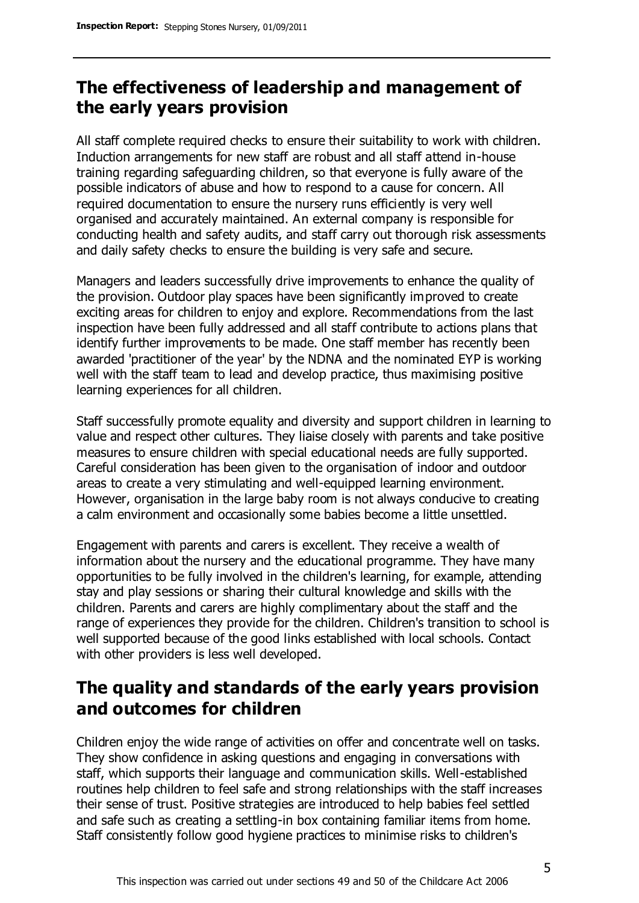## The effectiveness of leadership and management of the early years provision

All staff complete required checks to ensure their suitability to work with children. Induction arrangements for new staff are robust and all staff attend in-house training regarding safeguarding children, so that everyone is fully aware of the possible indicators of abuse and how to respond to a cause for concern. All required documentation to ensure the nursery runs efficiently is very well organised and accurately maintained. An external company is responsible for conducting health and safety audits, and staff carry out thorough risk assessments and daily safety checks to ensure the building is very safe and secure.

Managers and leaders successfully drive improvements to enhance the quality of the provision. Outdoor play spaces have been significantly improved to create exciting areas for children to enjoy and explore. Recommendations from the last inspection have been fully addressed and all staff contribute to actions plans that identify further improvements to be made. One staff member has recently been awarded 'practitioner of the year' by the NDNA and the nominated EYP is working well with the staff team to lead and develop practice, thus maximising positive learning experiences for all children.

Staff successfully promote equality and diversity and support children in learning to value and respect other cultures. They liaise closely with parents and take positive measures to ensure children with special educational needs are fully supported. Careful consideration has been given to the organisation of indoor and outdoor areas to create a very stimulating and well-equipped learning environment. However, organisation in the large baby room is not always conducive to creating a calm environment and occasionally some babies become a little unsettled.

Engagement with parents and carers is excellent. They receive a wealth of information about the nursery and the educational programme. They have many opportunities to be fully involved in the children's learning, for example, attending stay and play sessions or sharing their cultural knowledge and skills with the children. Parents and carers are highly complimentary about the staff and the range of experiences they provide for the children. Children's transition to school is well supported because of the good links established with local schools. Contact with other providers is less well developed.

## The quality and standards of the early years provision and outcomes for children

Children enjoy the wide range of activities on offer and concentrate well on tasks. They show confidence in asking questions and engaging in conversations with staff, which supports their language and communication skills. Well-established routines help children to feel safe and strong relationships with the staff increases their sense of trust. Positive strategies are introduced to help babies feel settled and safe such as creating a settling-in box containing familiar items from home. Staff consistently follow good hygiene practices to minimise risks to children's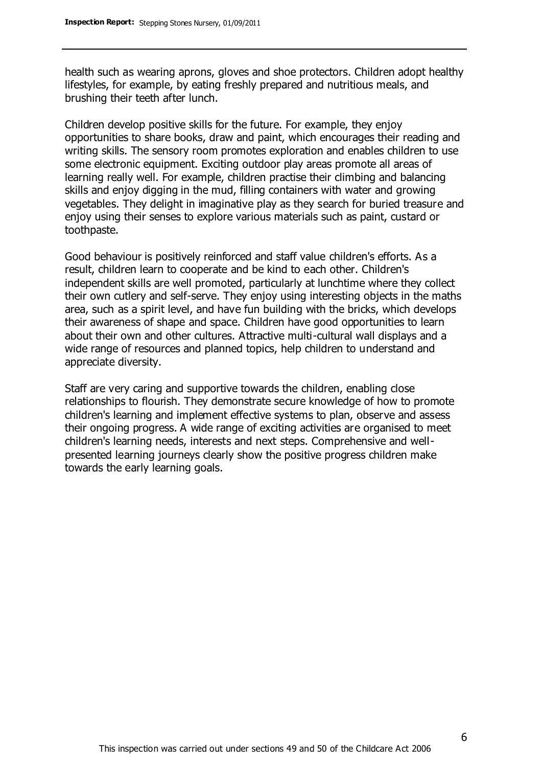health such as wearing aprons, gloves and shoe protectors. Children adopt healthy lifestyles, for example, by eating freshly prepared and nutritious meals, and brushing their teeth after lunch.

Children develop positive skills for the future. For example, they enjoy opportunities to share books, draw and paint, which encourages their reading and writing skills. The sensory room promotes exploration and enables children to use some electronic equipment. Exciting outdoor play areas promote all areas of learning really well. For example, children practise their climbing and balancing skills and enjoy digging in the mud, filling containers with water and growing vegetables. They delight in imaginative play as they search for buried treasure and enjoy using their senses to explore various materials such as paint, custard or toothpaste.

Good behaviour is positively reinforced and staff value children's efforts. As a result, children learn to cooperate and be kind to each other. Children's independent skills are well promoted, particularly at lunchtime where they collect their own cutlery and self-serve. They enjoy using interesting objects in the maths area, such as a spirit level, and have fun building with the bricks, which develops their awareness of shape and space. Children have good opportunities to learn about their own and other cultures. Attractive multi-cultural wall displays and a wide range of resources and planned topics, help children to understand and appreciate diversity.

Staff are very caring and supportive towards the children, enabling close relationships to flourish. They demonstrate secure knowledge of how to promote children's learning and implement effective systems to plan, observe and assess their ongoing progress. A wide range of exciting activities are organised to meet children's learning needs, interests and next steps. Comprehensive and well-presented learning journeys clearly show the positive progress children make towards the early learning goals.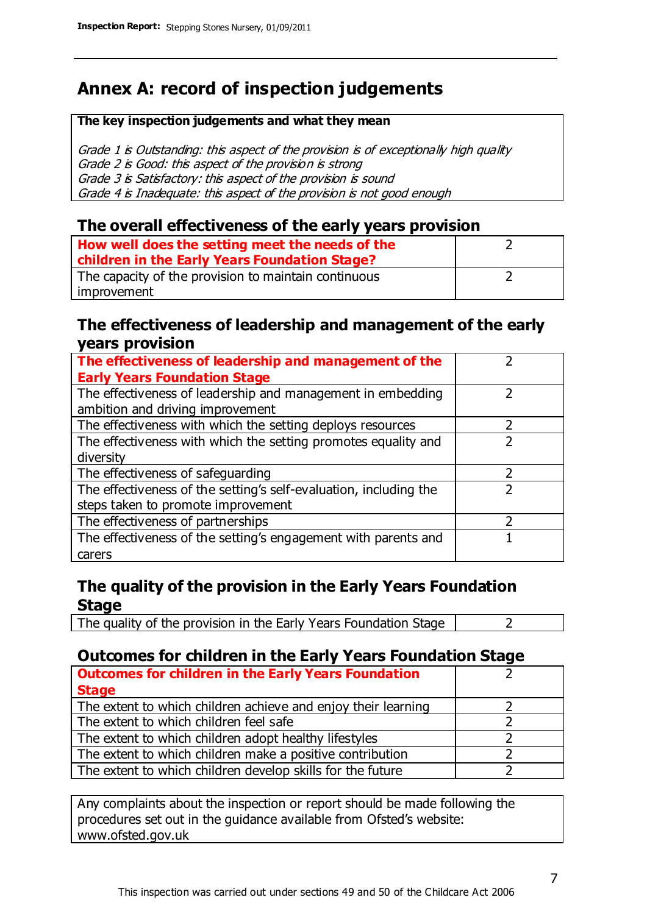# Annex A: record of inspection judgements

| The key inspection judgements and what they mean |
|---|
| *Grade 1 is Outstanding: this aspect of the provision is of exceptionally high quality* <br> *Grade 2 is Good: this aspect of the provision is strong* <br> *Grade 3 is Satisfactory: this aspect of the provision is sound* <br> *Grade 4 is Inadequate: this aspect of the provision is not good enough* |

## The overall effectiveness of the early years provision

| | |
|---|---|
| **How well does the setting meet the needs of the children in the Early Years Foundation Stage?** | 2 |
| The capacity of the provision to maintain continuous improvement | 2 |

## The effectiveness of leadership and management of the early years provision

| | |
|---|---|
| **The effectiveness of leadership and management of the Early Years Foundation Stage** | 2 |
| The effectiveness of leadership and management in embedding ambition and driving improvement | 2 |
| The effectiveness with which the setting deploys resources | 2 |
| The effectiveness with which the setting promotes equality and diversity | 2 |
| The effectiveness of safeguarding | 2 |
| The effectiveness of the setting's self-evaluation, including the steps taken to promote improvement | 2 |
| The effectiveness of partnerships | 2 |
| The effectiveness of the setting's engagement with parents and carers | 1 |

## The quality of the provision in the Early Years Foundation Stage

| | |
|---|---|
| The quality of the provision in the Early Years Foundation Stage | 2 |

## Outcomes for children in the Early Years Foundation Stage

| | |
|---|---|
| **Outcomes for children in the Early Years Foundation Stage** | 2 |
| The extent to which children achieve and enjoy their learning | 2 |
| The extent to which children feel safe | 2 |
| The extent to which children adopt healthy lifestyles | 2 |
| The extent to which children make a positive contribution | 2 |
| The extent to which children develop skills for the future | 2 |

Any complaints about the inspection or report should be made following the procedures set out in the guidance available from Ofsted's website: www.ofsted.gov.uk

This inspection was carried out under sections 49 and 50 of the Childcare Act 2006